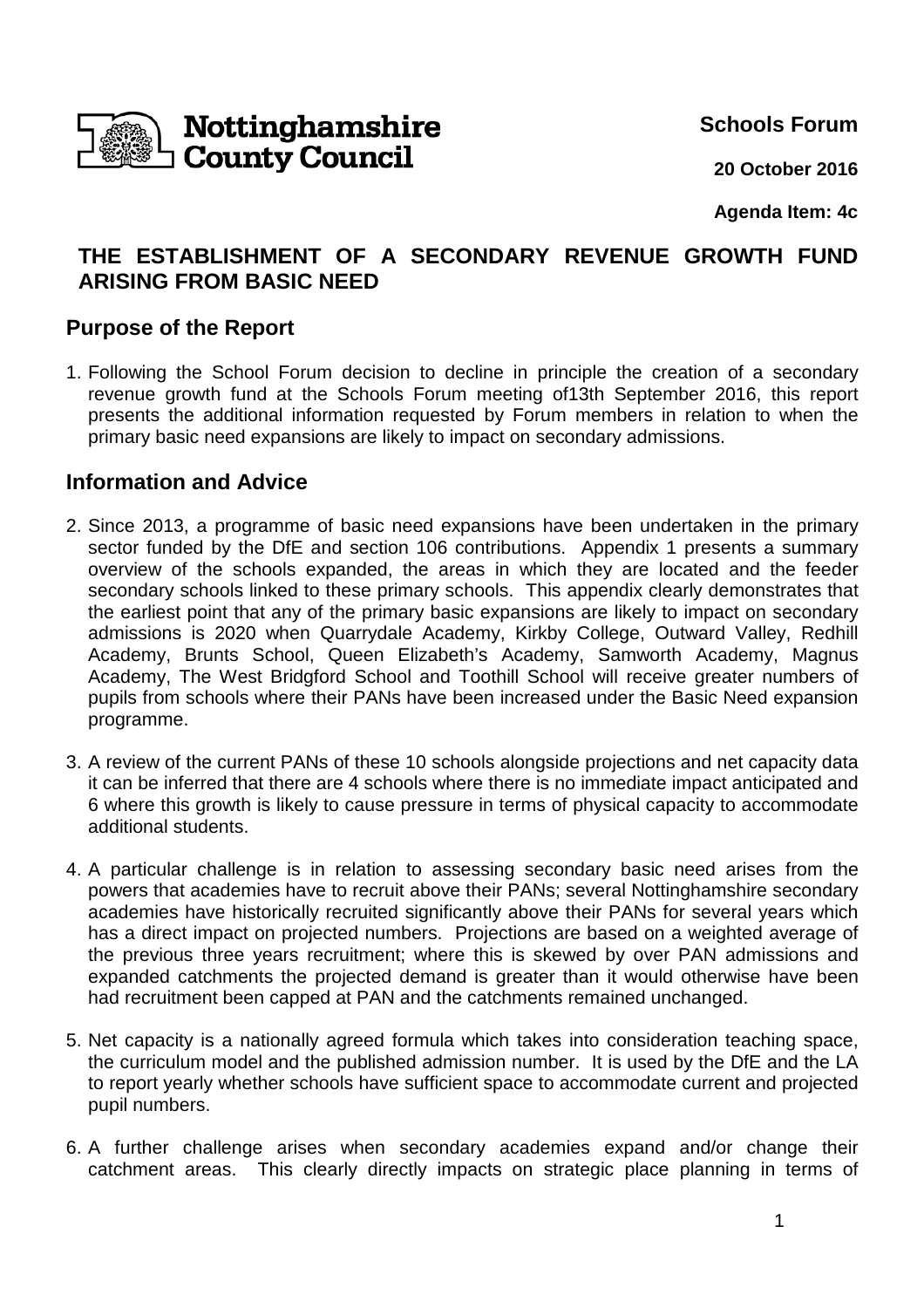Nottinghamshire County Council

**Schools Forum**

**20 October 2016**

**Agenda Item: 4c**

# THE ESTABLISHMENT OF A SECONDARY REVENUE GROWTH FUND ARISING FROM BASIC NEED

## Purpose of the Report

1. Following the School Forum decision to decline in principle the creation of a secondary revenue growth fund at the Schools Forum meeting of13th September 2016, this report presents the additional information requested by Forum members in relation to when the primary basic need expansions are likely to impact on secondary admissions.

## Information and Advice

2. Since 2013, a programme of basic need expansions have been undertaken in the primary sector funded by the DfE and section 106 contributions. Appendix 1 presents a summary overview of the schools expanded, the areas in which they are located and the feeder secondary schools linked to these primary schools. This appendix clearly demonstrates that the earliest point that any of the primary basic expansions are likely to impact on secondary admissions is 2020 when Quarrydale Academy, Kirkby College, Outward Valley, Redhill Academy, Brunts School, Queen Elizabeth's Academy, Samworth Academy, Magnus Academy, The West Bridgford School and Toothill School will receive greater numbers of pupils from schools where their PANs have been increased under the Basic Need expansion programme.

3. A review of the current PANs of these 10 schools alongside projections and net capacity data it can be inferred that there are 4 schools where there is no immediate impact anticipated and 6 where this growth is likely to cause pressure in terms of physical capacity to accommodate additional students.

4. A particular challenge is in relation to assessing secondary basic need arises from the powers that academies have to recruit above their PANs; several Nottinghamshire secondary academies have historically recruited significantly above their PANs for several years which has a direct impact on projected numbers. Projections are based on a weighted average of the previous three years recruitment; where this is skewed by over PAN admissions and expanded catchments the projected demand is greater than it would otherwise have been had recruitment been capped at PAN and the catchments remained unchanged.

5. Net capacity is a nationally agreed formula which takes into consideration teaching space, the curriculum model and the published admission number. It is used by the DfE and the LA to report yearly whether schools have sufficient space to accommodate current and projected pupil numbers.

6. A further challenge arises when secondary academies expand and/or change their catchment areas. This clearly directly impacts on strategic place planning in terms of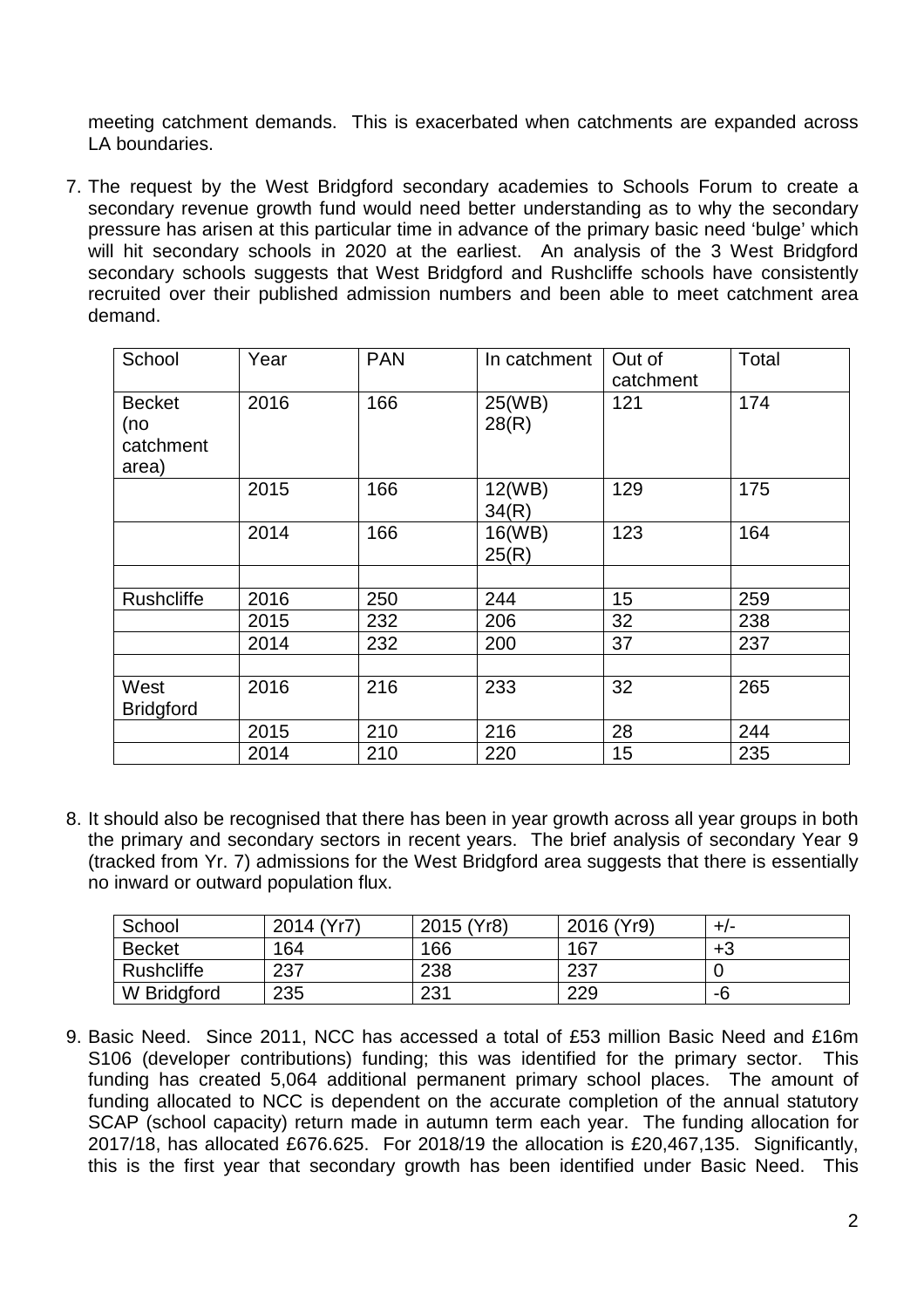meeting catchment demands. This is exacerbated when catchments are expanded across LA boundaries.

7. The request by the West Bridgford secondary academies to Schools Forum to create a secondary revenue growth fund would need better understanding as to why the secondary pressure has arisen at this particular time in advance of the primary basic need 'bulge' which will hit secondary schools in 2020 at the earliest. An analysis of the 3 West Bridgford secondary schools suggests that West Bridgford and Rushcliffe schools have consistently recruited over their published admission numbers and been able to meet catchment area demand.

| School | Year | PAN | In catchment | Out of catchment | Total |
|---|---|---|---|---|---|
| Becket (no catchment area) | 2016 | 166 | 25(WB) 28(R) | 121 | 174 |
| | 2015 | 166 | 12(WB) 34(R) | 129 | 175 |
| | 2014 | 166 | 16(WB) 25(R) | 123 | 164 |
| | | | | | |
| Rushcliffe | 2016 | 250 | 244 | 15 | 259 |
| | 2015 | 232 | 206 | 32 | 238 |
| | 2014 | 232 | 200 | 37 | 237 |
| | | | | | |
| West Bridgford | 2016 | 216 | 233 | 32 | 265 |
| | 2015 | 210 | 216 | 28 | 244 |
| | 2014 | 210 | 220 | 15 | 235 |

8. It should also be recognised that there has been in year growth across all year groups in both the primary and secondary sectors in recent years. The brief analysis of secondary Year 9 (tracked from Yr. 7) admissions for the West Bridgford area suggests that there is essentially no inward or outward population flux.

| School | 2014 (Yr7) | 2015 (Yr8) | 2016 (Yr9) | +/- |
|---|---|---|---|---|
| Becket | 164 | 166 | 167 | +3 |
| Rushcliffe | 237 | 238 | 237 | 0 |
| W Bridgford | 235 | 231 | 229 | -6 |

9. Basic Need. Since 2011, NCC has accessed a total of £53 million Basic Need and £16m S106 (developer contributions) funding; this was identified for the primary sector. This funding has created 5,064 additional permanent primary school places. The amount of funding allocated to NCC is dependent on the accurate completion of the annual statutory SCAP (school capacity) return made in autumn term each year. The funding allocation for 2017/18, has allocated £676.625. For 2018/19 the allocation is £20,467,135. Significantly, this is the first year that secondary growth has been identified under Basic Need. This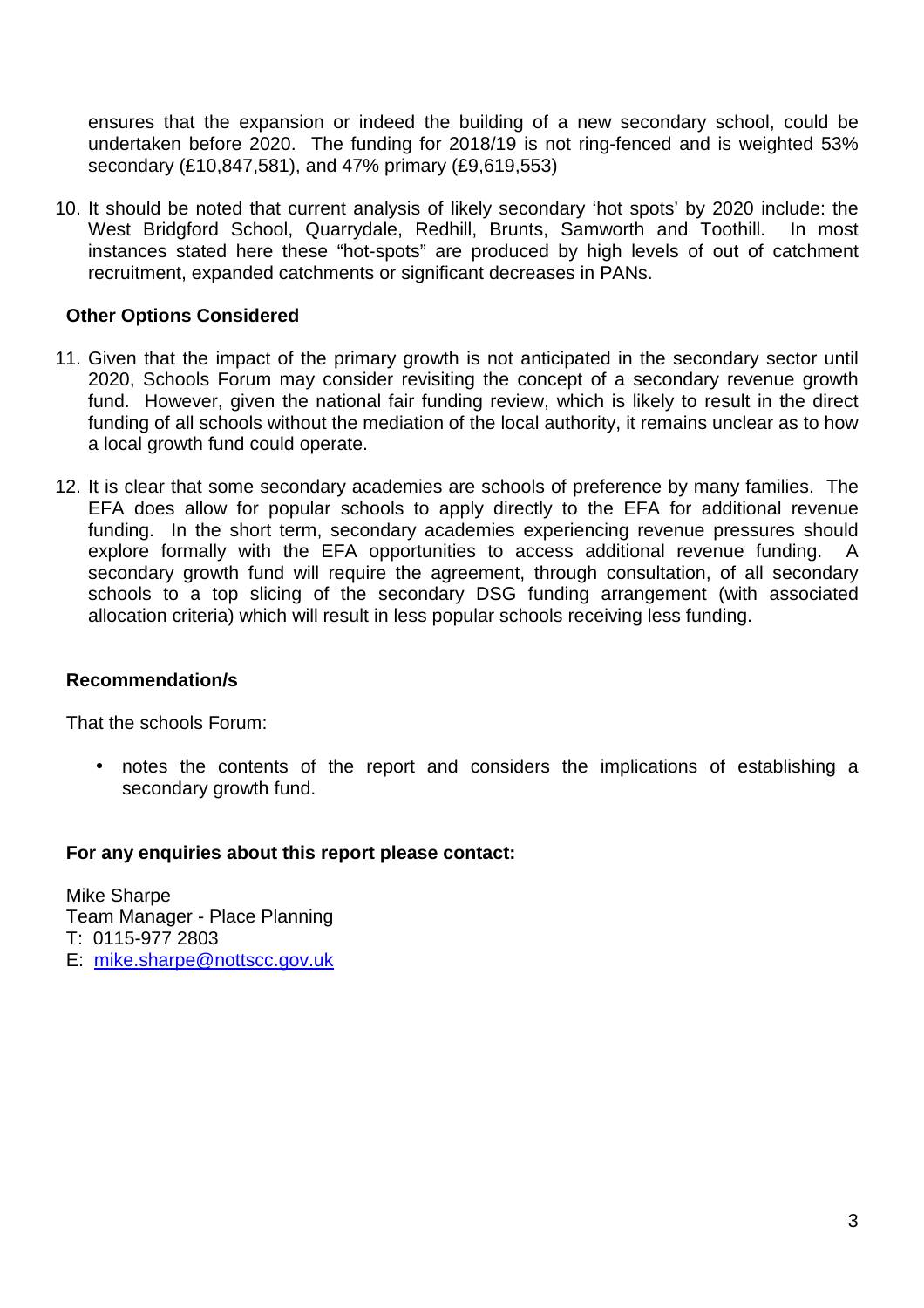ensures that the expansion or indeed the building of a new secondary school, could be undertaken before 2020. The funding for 2018/19 is not ring-fenced and is weighted 53% secondary (£10,847,581), and 47% primary (£9,619,553)

10. It should be noted that current analysis of likely secondary 'hot spots' by 2020 include: the West Bridgford School, Quarrydale, Redhill, Brunts, Samworth and Toothill. In most instances stated here these "hot-spots" are produced by high levels of out of catchment recruitment, expanded catchments or significant decreases in PANs.

**Other Options Considered**

11. Given that the impact of the primary growth is not anticipated in the secondary sector until 2020, Schools Forum may consider revisiting the concept of a secondary revenue growth fund. However, given the national fair funding review, which is likely to result in the direct funding of all schools without the mediation of the local authority, it remains unclear as to how a local growth fund could operate.

12. It is clear that some secondary academies are schools of preference by many families. The EFA does allow for popular schools to apply directly to the EFA for additional revenue funding. In the short term, secondary academies experiencing revenue pressures should explore formally with the EFA opportunities to access additional revenue funding. A secondary growth fund will require the agreement, through consultation, of all secondary schools to a top slicing of the secondary DSG funding arrangement (with associated allocation criteria) which will result in less popular schools receiving less funding.

**Recommendation/s**

That the schools Forum:

- notes the contents of the report and considers the implications of establishing a secondary growth fund.

**For any enquiries about this report please contact:**

Mike Sharpe
Team Manager - Place Planning
T: 0115-977 2803
E: mike.sharpe@nottscc.gov.uk